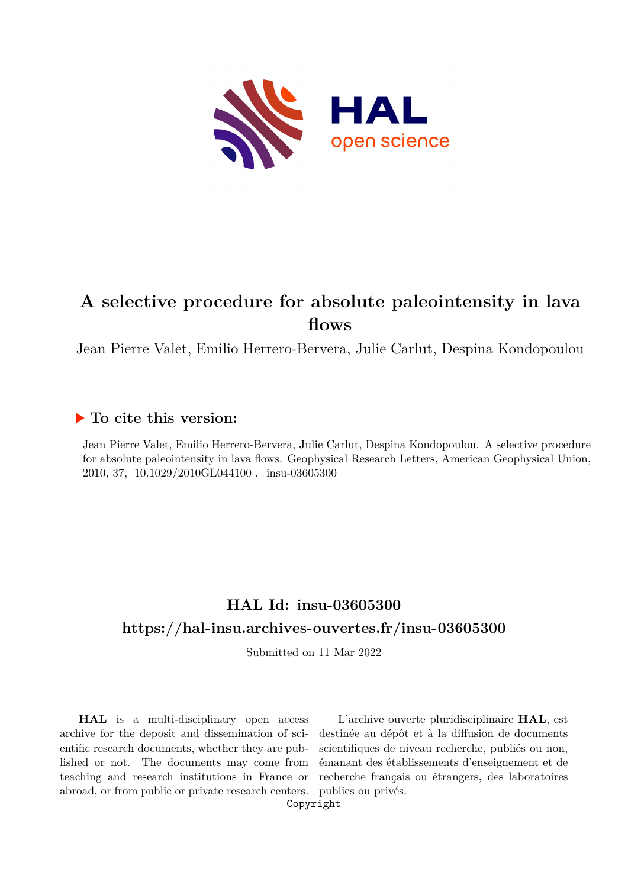# A selective procedure for absolute paleointensity in lava flows

Jean Pierre Valet, Emilio Herrero-Bervera, Julie Carlut, Despina Kondopoulou

## ▶ To cite this version:

Jean Pierre Valet, Emilio Herrero-Bervera, Julie Carlut, Despina Kondopoulou. A selective procedure for absolute paleointensity in lava flows. Geophysical Research Letters, American Geophysical Union, 2010, 37, 10.1029/2010GL044100 . insu-03605300

## HAL Id: insu-03605300

## https://hal-insu.archives-ouvertes.fr/insu-03605300

Submitted on 11 Mar 2022

**HAL** is a multi-disciplinary open access archive for the deposit and dissemination of scientific research documents, whether they are published or not. The documents may come from teaching and research institutions in France or abroad, or from public or private research centers.

L'archive ouverte pluridisciplinaire **HAL**, est destinée au dépôt et à la diffusion de documents scientifiques de niveau recherche, publiés ou non, émanant des établissements d'enseignement et de recherche français ou étrangers, des laboratoires publics ou privés.

Copyright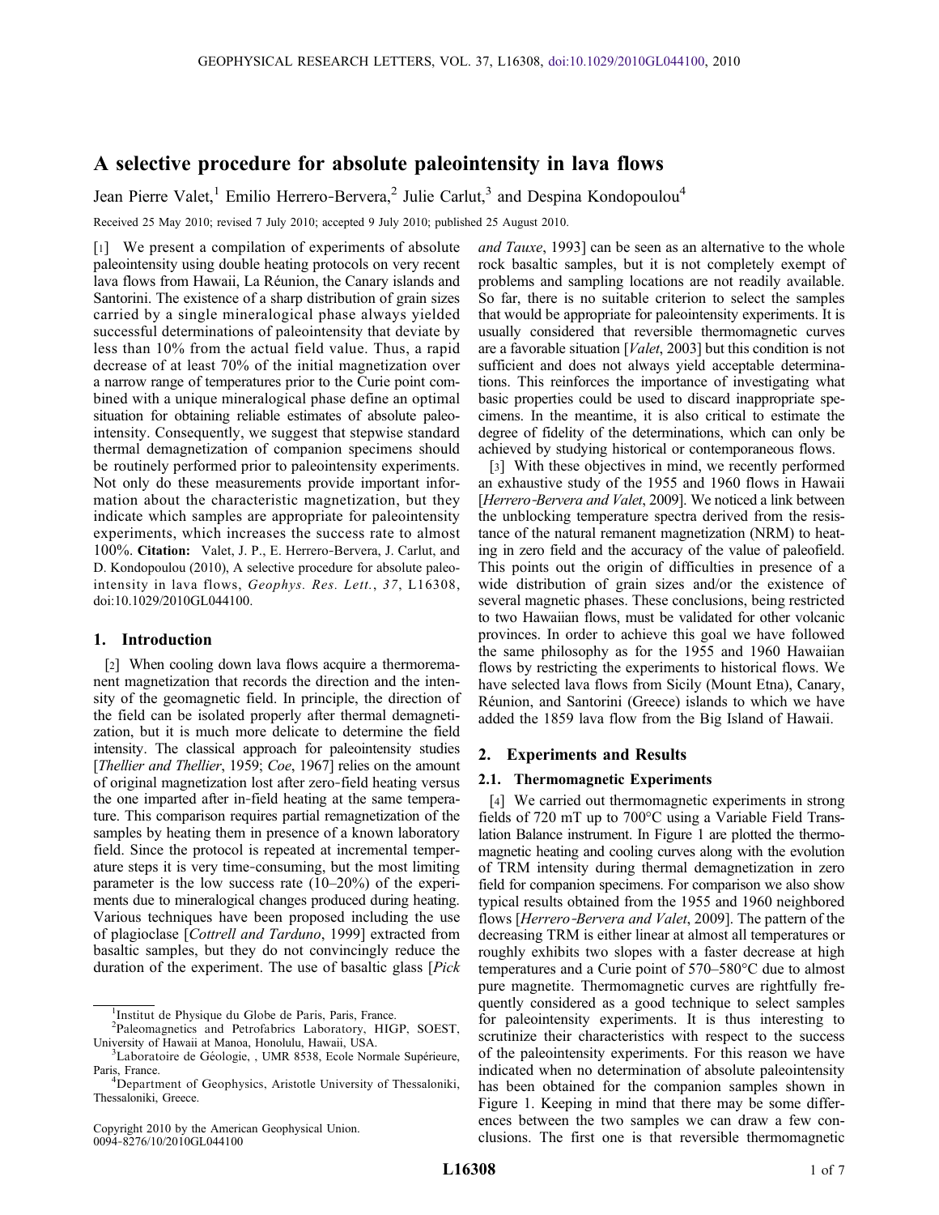# A selective procedure for absolute paleointensity in lava flows

Jean Pierre Valet,[1] Emilio Herrero-Bervera,[2] Julie Carlut,[3] and Despina Kondopoulou[4]

Received 25 May 2010; revised 7 July 2010; accepted 9 July 2010; published 25 August 2010.

[1] We present a compilation of experiments of absolute paleointensity using double heating protocols on very recent lava flows from Hawaii, La Réunion, the Canary islands and Santorini. The existence of a sharp distribution of grain sizes carried by a single mineralogical phase always yielded successful determinations of paleointensity that deviate by less than 10% from the actual field value. Thus, a rapid decrease of at least 70% of the initial magnetization over a narrow range of temperatures prior to the Curie point combined with a unique mineralogical phase define an optimal situation for obtaining reliable estimates of absolute paleointensity. Consequently, we suggest that stepwise standard thermal demagnetization of companion specimens should be routinely performed prior to paleointensity experiments. Not only do these measurements provide important information about the characteristic magnetization, but they indicate which samples are appropriate for paleointensity experiments, which increases the success rate to almost 100%. **Citation:** Valet, J. P., E. Herrero-Bervera, J. Carlut, and D. Kondopoulou (2010), A selective procedure for absolute paleointensity in lava flows, *Geophys. Res. Lett.*, *37*, L16308, doi:10.1029/2010GL044100.

## 1. Introduction

[2] When cooling down lava flows acquire a thermoremanent magnetization that records the direction and the intensity of the geomagnetic field. In principle, the direction of the field can be isolated properly after thermal demagnetization, but it is much more delicate to determine the field intensity. The classical approach for paleointensity studies [*Thellier and Thellier*, 1959; *Coe*, 1967] relies on the amount of original magnetization lost after zero-field heating versus the one imparted after in-field heating at the same temperature. This comparison requires partial remagnetization of the samples by heating them in presence of a known laboratory field. Since the protocol is repeated at incremental temperature steps it is very time-consuming, but the most limiting parameter is the low success rate (10–20%) of the experiments due to mineralogical changes produced during heating. Various techniques have been proposed including the use of plagioclase [*Cottrell and Tarduno*, 1999] extracted from basaltic samples, but they do not convincingly reduce the duration of the experiment. The use of basaltic glass [*Pick and Tauxe*, 1993] can be seen as an alternative to the whole rock basaltic samples, but it is not completely exempt of problems and sampling locations are not readily available. So far, there is no suitable criterion to select the samples that would be appropriate for paleointensity experiments. It is usually considered that reversible thermomagnetic curves are a favorable situation [*Valet*, 2003] but this condition is not sufficient and does not always yield acceptable determinations. This reinforces the importance of investigating what basic properties could be used to discard inappropriate specimens. In the meantime, it is also critical to estimate the degree of fidelity of the determinations, which can only be achieved by studying historical or contemporaneous flows.

[3] With these objectives in mind, we recently performed an exhaustive study of the 1955 and 1960 flows in Hawaii [*Herrero-Bervera and Valet*, 2009]. We noticed a link between the unblocking temperature spectra derived from the resistance of the natural remanent magnetization (NRM) to heating in zero field and the accuracy of the value of paleofield. This points out the origin of difficulties in presence of a wide distribution of grain sizes and/or the existence of several magnetic phases. These conclusions, being restricted to two Hawaiian flows, must be validated for other volcanic provinces. In order to achieve this goal we have followed the same philosophy as for the 1955 and 1960 Hawaiian flows by restricting the experiments to historical flows. We have selected lava flows from Sicily (Mount Etna), Canary, Réunion, and Santorini (Greece) islands to which we have added the 1859 lava flow from the Big Island of Hawaii.

## 2. Experiments and Results

### 2.1. Thermomagnetic Experiments

[4] We carried out thermomagnetic experiments in strong fields of 720 mT up to 700°C using a Variable Field Translation Balance instrument. In Figure 1 are plotted the thermomagnetic heating and cooling curves along with the evolution of TRM intensity during thermal demagnetization in zero field for companion specimens. For comparison we also show typical results obtained from the 1955 and 1960 neighbored flows [*Herrero-Bervera and Valet*, 2009]. The pattern of the decreasing TRM is either linear at almost all temperatures or roughly exhibits two slopes with a faster decrease at high temperatures and a Curie point of 570–580°C due to almost pure magnetite. Thermomagnetic curves are rightfully frequently considered as a good technique to select samples for paleointensity experiments. It is thus interesting to scrutinize their characteristics with respect to the success of the paleointensity experiments. For this reason we have indicated when no determination of absolute paleointensity has been obtained for the companion samples shown in Figure 1. Keeping in mind that there may be some differences between the two samples we can draw a few conclusions. The first one is that reversible thermomagnetic

---

[1] Institut de Physique du Globe de Paris, Paris, France.
[2] Paleomagnetics and Petrofabrics Laboratory, HIGP, SOEST, University of Hawaii at Manoa, Honolulu, Hawaii, USA.
[3] Laboratoire de Géologie, , UMR 8538, Ecole Normale Supérieure, Paris, France.
[4] Department of Geophysics, Aristotle University of Thessaloniki, Thessaloniki, Greece.

Copyright 2010 by the American Geophysical Union.
0094-8276/10/2010GL044100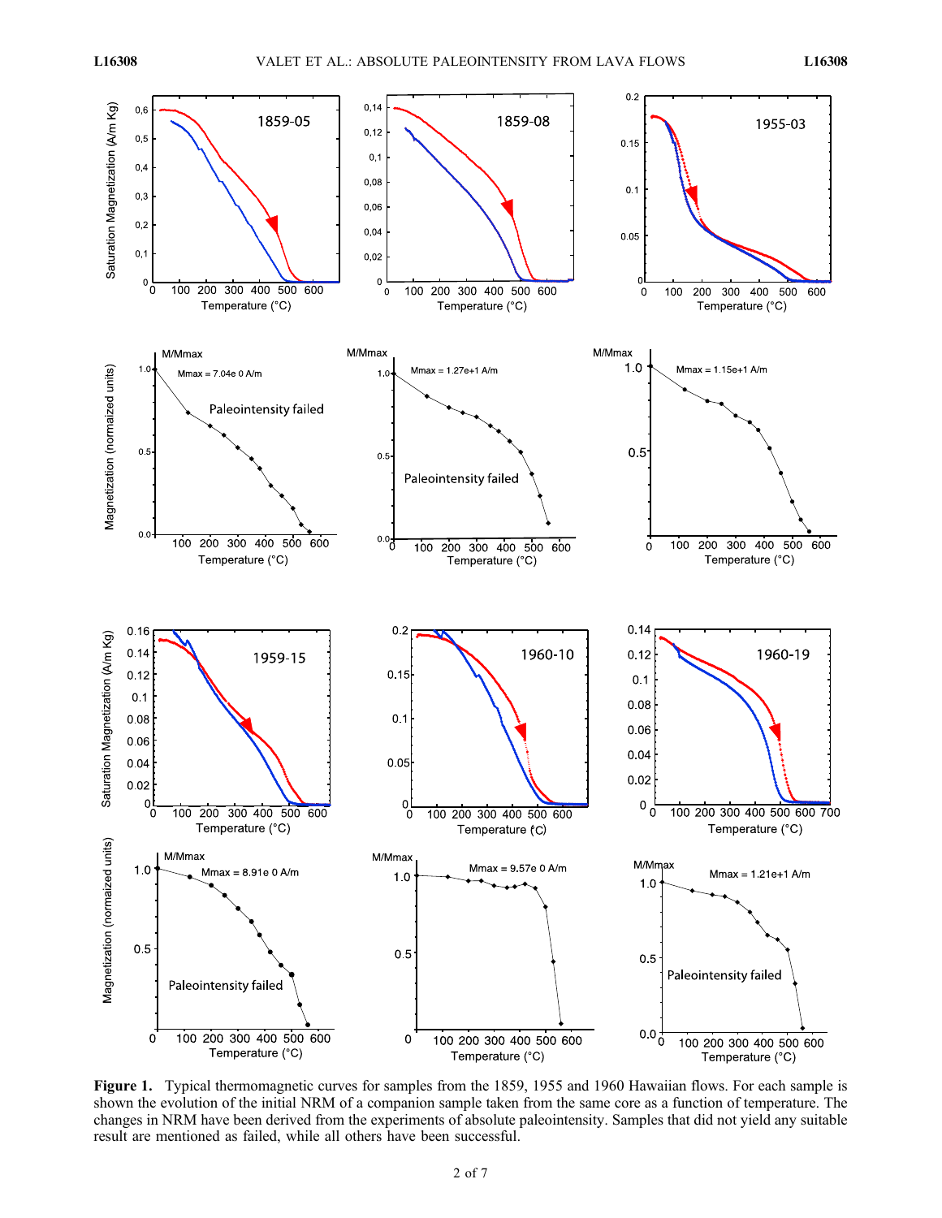1859-05

Saturation Magnetization (A/m Kg)

0,6
0,5
0,4
0,3
0,2
0,1
0

0 100 200 300 400 500 600

Temperature (°C)

1859-08

0,14
0,12
0,1
0,08
0,06
0,04
0,02
0

0 100 200 300 400 500 600

Temperature (°C)

1955-03

0.2
0.15
0.1
0.05
0

0 100 200 300 400 500 600

Temperature (°C)

M/Mmax

Magnetization (normalized units)

Mmax = 7.04e 0 A/m

Paleointensity failed

1.0
0.5
0.0

100 200 300 400 500 600

Temperature (°C)

M/Mmax

Mmax = 1.27e+1 A/m

1.0
0.5
0.0

Paleointensity failed

0 100 200 300 400 500 600

Temperature (°C)

M/Mmax

Mmax = 1.15e+1 A/m

1.0
0.5

0 100 200 300 400 500 600

Temperature (°C)

1959-15

Saturation Magnetization (A/m Kg)

0.16
0.14
0.12
0.1
0.08
0.06
0.04
0.02
0

0 100 200 300 400 500 600

Temperature (°C)

1960-10

0.2
0.15
0.1
0.05
0

0 100 200 300 400 500 600

Temperature (°C)

1960-19

0.14
0.12
0.1
0.08
0.06
0.04
0.02
0

0 100 200 300 400 500 600 700

Temperature (°C)

M/Mmax

Magnetization (normalized units)

Mmax = 8.91e 0 A/m

1.0
0.5

Paleointensity failed

0 100 200 300 400 500 600

Temperature (°C)

M/Mmax

Mmax = 9.57e 0 A/m

1.0
0.5

0 100 200 300 400 500 600

Temperature (°C)

M/Mmax

Mmax = 1.21e+1 A/m

1.0
0.5
0.0

Paleointensity failed

0 100 200 300 400 500 600

Temperature (°C)

**Figure 1.** Typical thermomagnetic curves for samples from the 1859, 1955 and 1960 Hawaiian flows. For each sample is shown the evolution of the initial NRM of a companion sample taken from the same core as a function of temperature. The changes in NRM have been derived from the experiments of absolute paleointensity. Samples that did not yield any suitable result are mentioned as failed, while all others have been successful.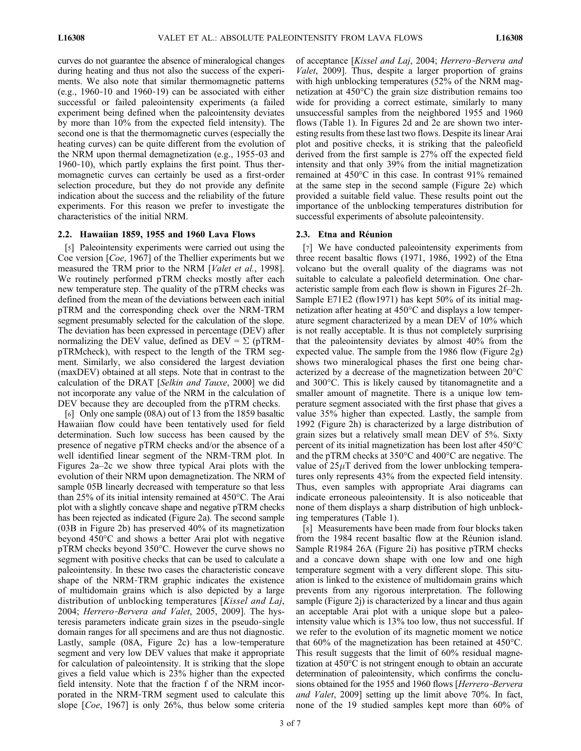curves do not guarantee the absence of mineralogical changes during heating and thus not also the success of the experiments. We also note that similar thermomagnetic patterns (e.g., 1960-10 and 1960-19) can be associated with either successful or failed paleointensity experiments (a failed experiment being defined when the paleointensity deviates by more than 10% from the expected field intensity). The second one is that the thermomagnetic curves (especially the heating curves) can be quite different from the evolution of the NRM upon thermal demagnetization (e.g., 1955-03 and 1960-10), which partly explains the first point. Thus thermomagnetic curves can certainly be used as a first-order selection procedure, but they do not provide any definite indication about the success and the reliability of the future experiments. For this reason we prefer to investigate the characteristics of the initial NRM.

## 2.2. Hawaiian 1859, 1955 and 1960 Lava Flows

[5] Paleointensity experiments were carried out using the Coe version [*Coe*, 1967] of the Thellier experiments but we measured the TRM prior to the NRM [*Valet et al.*, 1998]. We routinely performed pTRM checks mostly after each new temperature step. The quality of the pTRM checks was defined from the mean of the deviations between each initial pTRM and the corresponding check over the NRM-TRM segment presumably selected for the calculation of the slope. The deviation has been expressed in percentage (DEV) after normalizing the DEV value, defined as DEV = $\Sigma$ (pTRM-pTRMcheck), with respect to the length of the TRM segment. Similarly, we also considered the largest deviation (maxDEV) obtained at all steps. Note that in contrast to the calculation of the DRAT [*Selkin and Tauxe*, 2000] we did not incorporate any value of the NRM in the calculation of DEV because they are decoupled from the pTRM checks.

[6] Only one sample (08A) out of 13 from the 1859 basaltic Hawaiian flow could have been tentatively used for field determination. Such low success has been caused by the presence of negative pTRM checks and/or the absence of a well identified linear segment of the NRM-TRM plot. In Figures 2a–2c we show three typical Arai plots with the evolution of their NRM upon demagnetization. The NRM of sample 05B linearly decreased with temperature so that less than 25% of its initial intensity remained at 450°C. The Arai plot with a slightly concave shape and negative pTRM checks has been rejected as indicated (Figure 2a). The second sample (03B in Figure 2b) has preserved 40% of its magnetization beyond 450°C and shows a better Arai plot with negative pTRM checks beyond 350°C. However the curve shows no segment with positive checks that can be used to calculate a paleointensity. In these two cases the characteristic concave shape of the NRM-TRM graphic indicates the existence of multidomain grains which is also depicted by a large distribution of unblocking temperatures [*Kissel and Laj*, 2004; *Herrero-Bervera and Valet*, 2005, 2009]. The hysteresis parameters indicate grain sizes in the pseudo-single domain ranges for all specimens and are thus not diagnostic. Lastly, sample (08A, Figure 2c) has a low-temperature segment and very low DEV values that make it appropriate for calculation of paleointensity. It is striking that the slope gives a field value which is 23% higher than the expected field intensity. Note that the fraction f of the NRM incorporated in the NRM-TRM segment used to calculate this slope [*Coe*, 1967] is only 26%, thus below some criteria of acceptance [*Kissel and Laj*, 2004; *Herrero-Bervera and Valet*, 2009]. Thus, despite a larger proportion of grains with high unblocking temperatures (52% of the NRM magnetization at 450°C) the grain size distribution remains too wide for providing a correct estimate, similarly to many unsuccessful samples from the neighbored 1955 and 1960 flows (Table 1). In Figures 2d and 2e are shown two interesting results from these last two flows. Despite its linear Arai plot and positive checks, it is striking that the paleofield derived from the first sample is 27% off the expected field intensity and that only 39% from the initial magnetization remained at 450°C in this case. In contrast 91% remained at the same step in the second sample (Figure 2e) which provided a suitable field value. These results point out the importance of the unblocking temperatures distribution for successful experiments of absolute paleointensity.

## 2.3. Etna and Réunion

[7] We have conducted paleointensity experiments from three recent basaltic flows (1971, 1986, 1992) of the Etna volcano but the overall quality of the diagrams was not suitable to calculate a paleofield determination. One characteristic sample from each flow is shown in Figures 2f–2h. Sample E71E2 (flow1971) has kept 50% of its initial magnetization after heating at 450°C and displays a low temperature segment characterized by a mean DEV of 10% which is not really acceptable. It is thus not completely surprising that the paleointensity deviates by almost 40% from the expected value. The sample from the 1986 flow (Figure 2g) shows two mineralogical phases the first one being characterized by a decrease of the magnetization between 20°C and 300°C. This is likely caused by titanomagnetite and a smaller amount of magnetite. There is a unique low temperature segment associated with the first phase that gives a value 35% higher than expected. Lastly, the sample from 1992 (Figure 2h) is characterized by a large distribution of grain sizes but a relatively small mean DEV of 5%. Sixty percent of its initial magnetization has been lost after 450°C and the pTRM checks at 350°C and 400°C are negative. The value of 25$\mu$T derived from the lower unblocking temperatures only represents 43% from the expected field intensity. Thus, even samples with appropriate Arai diagrams can indicate erroneous paleointensity. It is also noticeable that none of them displays a sharp distribution of high unblocking temperatures (Table 1).

[8] Measurements have been made from four blocks taken from the 1984 recent basaltic flow at the Réunion island. Sample R1984 26A (Figure 2i) has positive pTRM checks and a concave down shape with one low and one high temperature segment with a very different slope. This situation is linked to the existence of multidomain grains which prevents from any rigorous interpretation. The following sample (Figure 2j) is characterized by a linear and thus again an acceptable Arai plot with a unique slope but a paleointensity value which is 13% too low, thus not successful. If we refer to the evolution of its magnetic moment we notice that 60% of the magnetization has been retained at 450°C. This result suggests that the limit of 60% residual magnetization at 450°C is not stringent enough to obtain an accurate determination of paleointensity, which confirms the conclusions obtained for the 1955 and 1960 flows [*Herrero-Bervera and Valet*, 2009] setting up the limit above 70%. In fact, none of the 19 studied samples kept more than 60% of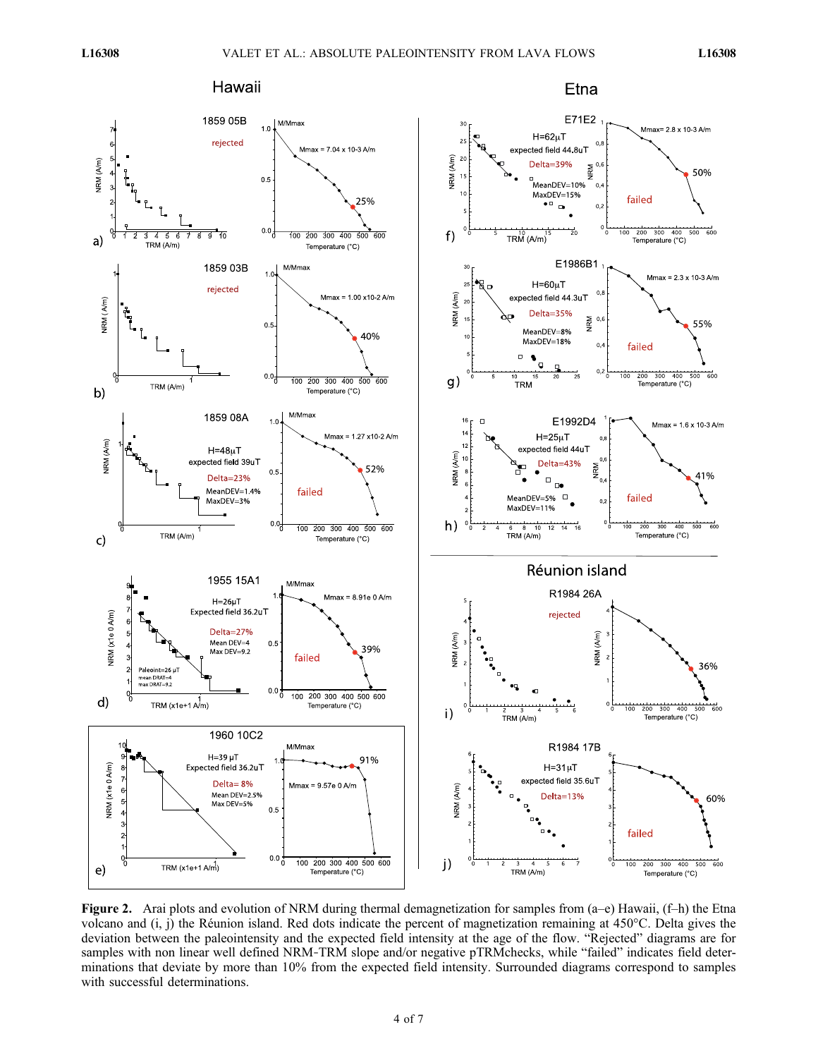Hawaii

1859 05B
rejected
NRM (A/m)
TRM (A/m)
M/Mmax
Mmax = 7.04 x 10-3 A/m
25%
Temperature (°C)
a)

1859 03B
rejected
NRM (A/m)
TRM (A/m)
M/Mmax
Mmax = 1.00 x10-2 A/m
40%
Temperature (°C)
b)

1859 08A
H=48μT
expected field 39uT
Delta=23%
MeanDEV=1.4%
MaxDEV=3%
NRM (A/m)
TRM (A/m)
M/Mmax
Mmax = 1.27 x10-2 A/m
52%
failed
Temperature (°C)
c)

1955 15A1
H=26μT
Expected field 36.2uT
Delta=27%
Mean DEV=4
Max DEV=9.2
Paleoint=26 μT
mean DRAT=4
max DRAT=9.2
NRM (x1e 0 A/m)
TRM (x1e+1 A/m)
M/Mmax
Mmax = 8.91e 0 A/m
39%
failed
Temperature (°C)
d)

1960 10C2
H=39 μT
Expected field 36.2uT
Delta= 8%
Mean DEV=2.5%
Max DEV=5%
NRM (x1e 0 A/m)
TRM (x1e+1 A/m)
M/Mmax
91%
Mmax = 9.57e 0 A/m
Temperature (°C)
e)

Etna

E71E2
H=62μT
expected field 44.8uT
Delta=39%
MeanDEV=10%
MaxDEV=15%
NRM (A/m)
TRM (A/m)
Mmax= 2.8 x 10-3 A/m
50%
failed
NRM
Temperature (°C)
f)

E1986B1
H=60μT
expected field 44.3uT
Delta=35%
MeanDEV=8%
MaxDEV=18%
NRM (A/m)
TRM
Mmax = 2.3 x 10-3 A/m
55%
failed
NRM
Temperature (°C)
g)

E1992D4
H=25μT
expected field 44uT
Delta=43%
MeanDEV=5%
MaxDEV=11%
NRM (A/m)
TRM (A/m)
Mmax = 1.6 x 10-3 A/m
41%
failed
NRM
Temperature (°C)
h)

Réunion island

R1984 26A
rejected
NRM (A/m)
TRM (A/m)
NRM (A/m)
36%
Temperature (°C)
i)

R1984 17B
H=31μT
expected field 35.6uT
Delta=13%
NRM (A/m)
TRM (A/m)
60%
failed
Temperature (°C)
j)

**Figure 2.** Arai plots and evolution of NRM during thermal demagnetization for samples from (a–e) Hawaii, (f–h) the Etna volcano and (i, j) the Réunion island. Red dots indicate the percent of magnetization remaining at 450°C. Delta gives the deviation between the paleointensity and the expected field intensity at the age of the flow. "Rejected" diagrams are for samples with non linear well defined NRM-TRM slope and/or negative pTRMchecks, while "failed" indicates field determinations that deviate by more than 10% from the expected field intensity. Surrounded diagrams correspond to samples with successful determinations.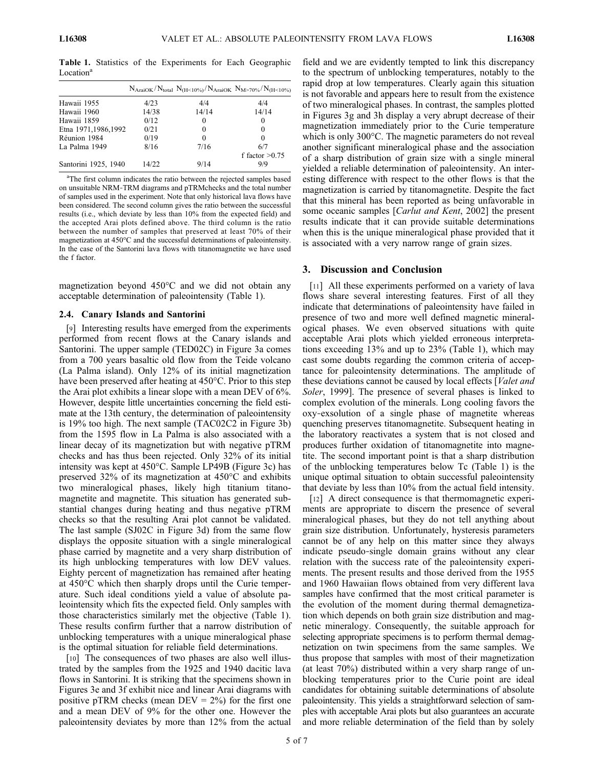**Table 1.** Statistics of the Experiments for Each Geographic Location[a]

| | $N_{AraiOK}/N_{total}$ | $N_{(H<10\%)}/N_{AraiOK}$ | $N_{M>70\%}/N_{(H<10\%)}$ |
|---|---|---|---|
| Hawaii 1955 | 4/23 | 4/4 | 4/4 |
| Hawaii 1960 | 14/38 | 14/14 | 14/14 |
| Hawaii 1859 | 0/12 | 0 | 0 |
| Etna 1971,1986,1992 | 0/21 | 0 | 0 |
| Réunion 1984 | 0/19 | 0 | 0 |
| La Palma 1949 | 8/16 | 7/16 | 6/7 |
| | | | f factor >0.75 |
| Santorini 1925, 1940 | 14/22 | 9/14 | 9/9 |

[a]The first column indicates the ratio between the rejected samples based on unsuitable NRM-TRM diagrams and pTRMchecks and the total number of samples used in the experiment. Note that only historical lava flows have been considered. The second column gives the ratio between the successful results (i.e., which deviate by less than 10% from the expected field) and the accepted Arai plots defined above. The third column is the ratio between the number of samples that preserved at least 70% of their magnetization at 450°C and the successful determinations of paleointensity. In the case of the Santorini lava flows with titanomagnetite we have used the f factor.

magnetization beyond 450°C and we did not obtain any acceptable determination of paleointensity (Table 1).

### 2.4. Canary Islands and Santorini

[9] Interesting results have emerged from the experiments performed from recent flows at the Canary islands and Santorini. The upper sample (TED02C) in Figure 3a comes from a 700 years basaltic old flow from the Teide volcano (La Palma island). Only 12% of its initial magnetization have been preserved after heating at 450°C. Prior to this step the Arai plot exhibits a linear slope with a mean DEV of 6%. However, despite little uncertainties concerning the field estimate at the 13th century, the determination of paleointensity is 19% too high. The next sample (TAC02C2 in Figure 3b) from the 1595 flow in La Palma is also associated with a linear decay of its magnetization but with negative pTRM checks and has thus been rejected. Only 32% of its initial intensity was kept at 450°C. Sample LP49B (Figure 3c) has preserved 32% of its magnetization at 450°C and exhibits two mineralogical phases, likely high titanium titanomagnetite and magnetite. This situation has generated substantial changes during heating and thus negative pTRM checks so that the resulting Arai plot cannot be validated. The last sample (SJ02C in Figure 3d) from the same flow displays the opposite situation with a single mineralogical phase carried by magnetite and a very sharp distribution of its high unblocking temperatures with low DEV values. Eighty percent of magnetization has remained after heating at 450°C which then sharply drops until the Curie temperature. Such ideal conditions yield a value of absolute paleointensity which fits the expected field. Only samples with those characteristics similarly met the objective (Table 1). These results confirm further that a narrow distribution of unblocking temperatures with a unique mineralogical phase is the optimal situation for reliable field determinations.

[10] The consequences of two phases are also well illustrated by the samples from the 1925 and 1940 dacitic lava flows in Santorini. It is striking that the specimens shown in Figures 3e and 3f exhibit nice and linear Arai diagrams with positive pTRM checks (mean DEV = 2%) for the first one and a mean DEV of 9% for the other one. However the paleointensity deviates by more than 12% from the actual field and we are evidently tempted to link this discrepancy to the spectrum of unblocking temperatures, notably to the rapid drop at low temperatures. Clearly again this situation is not favorable and appears here to result from the existence of two mineralogical phases. In contrast, the samples plotted in Figures 3g and 3h display a very abrupt decrease of their magnetization immediately prior to the Curie temperature which is only 300°C. The magnetic parameters do not reveal another significant mineralogical phase and the association of a sharp distribution of grain size with a single mineral yielded a reliable determination of paleointensity. An interesting difference with respect to the other flows is that the magnetization is carried by titanomagnetite. Despite the fact that this mineral has been reported as being unfavorable in some oceanic samples [*Carlut and Kent*, 2002] the present results indicate that it can provide suitable determinations when this is the unique mineralogical phase provided that it is associated with a very narrow range of grain sizes.

## 3. Discussion and Conclusion

[11] All these experiments performed on a variety of lava flows share several interesting features. First of all they indicate that determinations of paleointensity have failed in presence of two and more well defined magnetic mineralogical phases. We even observed situations with quite acceptable Arai plots which yielded erroneous interpretations exceeding 13% and up to 23% (Table 1), which may cast some doubts regarding the common criteria of acceptance for paleointensity determinations. The amplitude of these deviations cannot be caused by local effects [*Valet and Soler*, 1999]. The presence of several phases is linked to complex evolution of the minerals. Long cooling favors the oxy-exsolution of a single phase of magnetite whereas quenching preserves titanomagnetite. Subsequent heating in the laboratory reactivates a system that is not closed and produces further oxidation of titanomagnetite into magnetite. The second important point is that a sharp distribution of the unblocking temperatures below Tc (Table 1) is the unique optimal situation to obtain successful paleointensity that deviate by less than 10% from the actual field intensity.

[12] A direct consequence is that thermomagnetic experiments are appropriate to discern the presence of several mineralogical phases, but they do not tell anything about grain size distribution. Unfortunately, hysteresis parameters cannot be of any help on this matter since they always indicate pseudo-single domain grains without any clear relation with the success rate of the paleointensity experiments. The present results and those derived from the 1955 and 1960 Hawaiian flows obtained from very different lava samples have confirmed that the most critical parameter is the evolution of the moment during thermal demagnetization which depends on both grain size distribution and magnetic mineralogy. Consequently, the suitable approach for selecting appropriate specimens is to perform thermal demagnetization on twin specimens from the same samples. We thus propose that samples with most of their magnetization (at least 70%) distributed within a very sharp range of unblocking temperatures prior to the Curie point are ideal candidates for obtaining suitable determinations of absolute paleointensity. This yields a straightforward selection of samples with acceptable Arai plots but also guarantees an accurate and more reliable determination of the field than by solely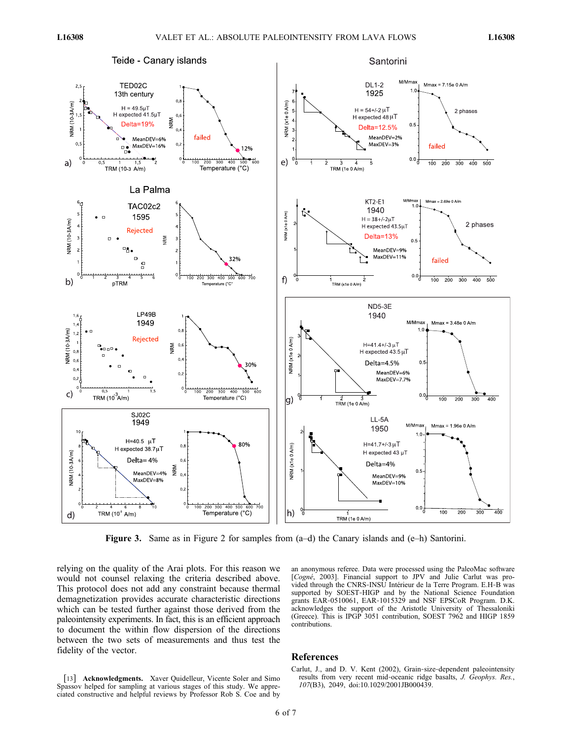Teide - Canary islands

a)
TED02C
13th century
H = 49.5µT
H expected 41.5µT
Delta=19%
MeanDEV=6%
MaxDEV=16%
NRM (10-3A/m)
TRM (10-3 A/m)
failed
12%
NRM
Temperature (°C)

La Palma

b)
TAC02c2
1595
Rejected
NRM (10-3A/m)
pTRM
32%
NRM
Temperature (°C)

c)
LP49B
1949
Rejected
NRM (10-3A/m)
TRM ($10^{-3}$ A/m)
30%
NRM
Temperature (°C)

d)
SJ02C
1949
H=40.5 µT
H expected 38.7µT
Delta= 4%
MeanDEV=4%
MaxDEV=8%
NRM (10-3A/m)
TRM ($10^{3}$ A/m)
80%
NRM
Temperature (°C)

Santorini

e)
DL1-2
1925
H = 54+/-2 µT
H expected 48 µT
Delta=12.5%
MeanDEV=2%
MaxDEV=3%
NRM (x1e 0 A/m)
TRM (1e 0 A/m)
M/Mmax
Mmax = 7.15e 0 A/m
2 phases
failed

f)
KT2-E1
1940
H = 38+/-2µT
H expected 43.5µT
Delta=13%
MeanDEV=9%
MaxDEV=11%
NRM (x1e 0 A/m)
TRM (x1e 0 A/m)
M/Mmax
Mmax = 2.69e 0 A/m
2 phases
failed

g)
ND5-3E
1940
H=41.4+/-3 µT
H expected 43.5 µT
Delta=4.5%
MeanDEV=6%
MaxDEV=7.7%
NRM (x1e 0 A/m)
TRM (1e 0 A/m)
M/Mmax
Mmax = 3.48e 0 A/m

h)
LL-5A
1950
H=41.7+/-3 µT
H expected 43 µT
Delta=4%
MeanDEV=9%
MaxDEV=10%
NRM (x1e 0 A/m)
TRM (1e 0 A/m)
M/Mmax
Mmax = 1.96e 0 A/m

**Figure 3.** Same as in Figure 2 for samples from (a–d) the Canary islands and (e–h) Santorini.

relying on the quality of the Arai plots. For this reason we would not counsel relaxing the criteria described above. This protocol does not add any constraint because thermal demagnetization provides accurate characteristic directions which can be tested further against those derived from the paleointensity experiments. In fact, this is an efficient approach to document the within flow dispersion of the directions between the two sets of measurements and thus test the fidelity of the vector.

[13] **Acknowledgments.** Xaver Quidelleur, Vicente Soler and Simo Spassov helped for sampling at various stages of this study. We appreciated constructive and helpful reviews by Professor Rob S. Coe and by an anonymous referee. Data were processed using the PaleoMac software [*Cogné*, 2003]. Financial support to JPV and Julie Carlut was provided through the CNRS-INSU Intérieur de la Terre Program. E.H-B was supported by SOEST-HIGP and by the National Science Foundation grants EAR-0510061, EAR-1015329 and NSF EPSCoR Program. D.K. acknowledges the support of the Aristotle University of Thessaloniki (Greece). This is IPGP 3051 contribution, SOEST 7962 and HIGP 1859 contributions.

## References

Carlut, J., and D. V. Kent (2002), Grain-size-dependent paleointensity results from very recent mid-oceanic ridge basalts, *J. Geophys. Res.*, *107*(B3), 2049, doi:10.1029/2001JB000439.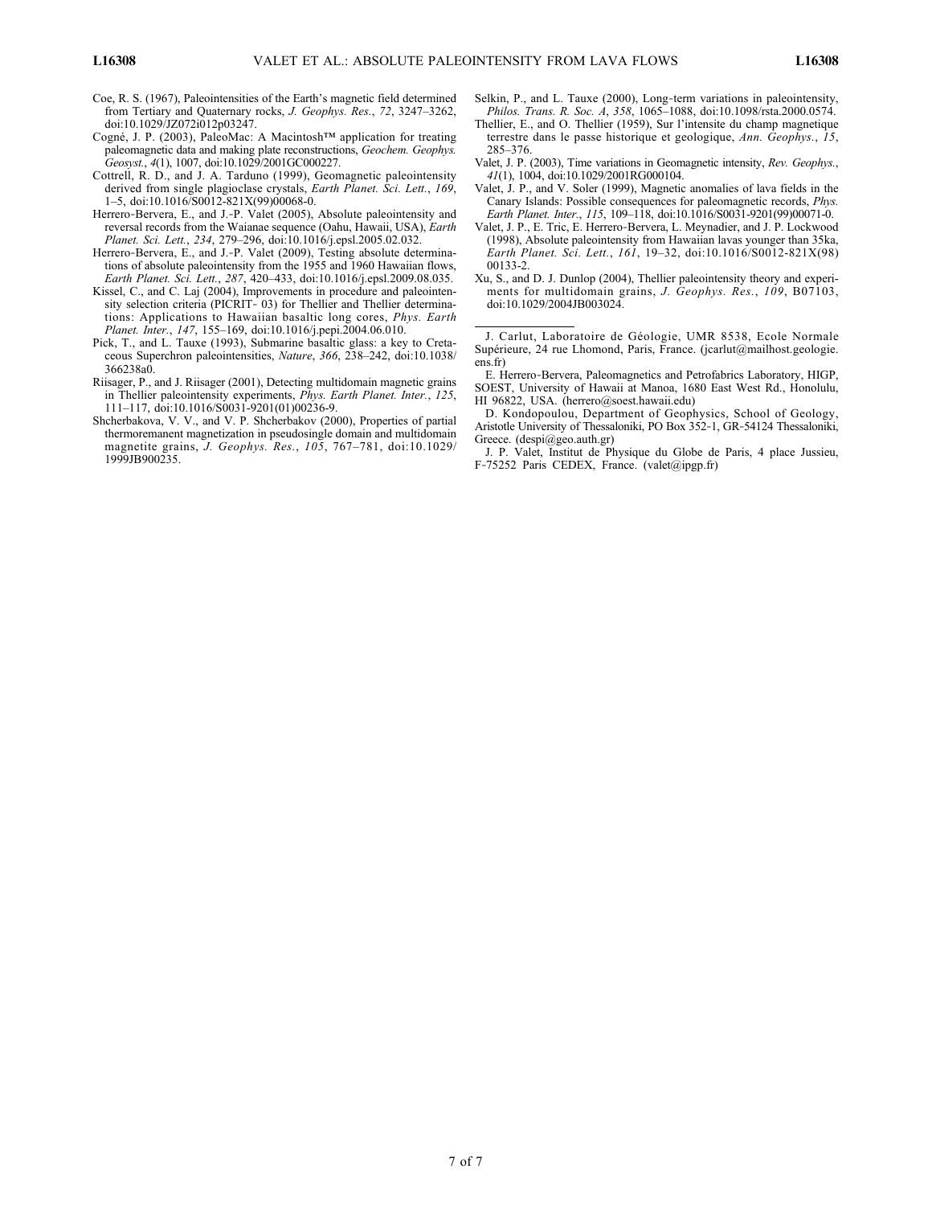Coe, R. S. (1967), Paleointensities of the Earth's magnetic field determined from Tertiary and Quaternary rocks, *J. Geophys. Res.*, *72*, 3247–3262, doi:10.1029/JZ072i012p03247.

Cogné, J. P. (2003), PaleoMac: A Macintosh™ application for treating paleomagnetic data and making plate reconstructions, *Geochem. Geophys. Geosyst.*, *4*(1), 1007, doi:10.1029/2001GC000227.

Cottrell, R. D., and J. A. Tarduno (1999), Geomagnetic paleointensity derived from single plagioclase crystals, *Earth Planet. Sci. Lett.*, *169*, 1–5, doi:10.1016/S0012-821X(99)00068-0.

Herrero-Bervera, E., and J.-P. Valet (2005), Absolute paleointensity and reversal records from the Waianae sequence (Oahu, Hawaii, USA), *Earth Planet. Sci. Lett.*, *234*, 279–296, doi:10.1016/j.epsl.2005.02.032.

Herrero-Bervera, E., and J.-P. Valet (2009), Testing absolute determinations of absolute paleointensity from the 1955 and 1960 Hawaiian flows, *Earth Planet. Sci. Lett.*, *287*, 420–433, doi:10.1016/j.epsl.2009.08.035.

Kissel, C., and C. Laj (2004), Improvements in procedure and paleointensity selection criteria (PICRIT- 03) for Thellier and Thellier determinations: Applications to Hawaiian basaltic long cores, *Phys. Earth Planet. Inter.*, *147*, 155–169, doi:10.1016/j.pepi.2004.06.010.

Pick, T., and L. Tauxe (1993), Submarine basaltic glass: a key to Cretaceous Superchron paleointensities, *Nature*, *366*, 238–242, doi:10.1038/366238a0.

Riisager, P., and J. Riisager (2001), Detecting multidomain magnetic grains in Thellier paleointensity experiments, *Phys. Earth Planet. Inter.*, *125*, 111–117, doi:10.1016/S0031-9201(01)00236-9.

Shcherbakova, V. V., and V. P. Shcherbakov (2000), Properties of partial thermoremanent magnetization in pseudosingle domain and multidomain magnetite grains, *J. Geophys. Res.*, *105*, 767–781, doi:10.1029/1999JB900235.

Selkin, P., and L. Tauxe (2000), Long-term variations in paleointensity, *Philos. Trans. R. Soc. A*, *358*, 1065–1088, doi:10.1098/rsta.2000.0574.

Thellier, E., and O. Thellier (1959), Sur l'intensite du champ magnetique terrestre dans le passe historique et geologique, *Ann. Geophys.*, *15*, 285–376.

Valet, J. P. (2003), Time variations in Geomagnetic intensity, *Rev. Geophys.*, *41*(1), 1004, doi:10.1029/2001RG000104.

Valet, J. P., and V. Soler (1999), Magnetic anomalies of lava fields in the Canary Islands: Possible consequences for paleomagnetic records, *Phys. Earth Planet. Inter.*, *115*, 109–118, doi:10.1016/S0031-9201(99)00071-0.

Valet, J. P., E. Tric, E. Herrero-Bervera, L. Meynadier, and J. P. Lockwood (1998), Absolute paleointensity from Hawaiian lavas younger than 35ka, *Earth Planet. Sci. Lett.*, *161*, 19–32, doi:10.1016/S0012-821X(98)00133-2.

Xu, S., and D. J. Dunlop (2004), Thellier paleointensity theory and experiments for multidomain grains, *J. Geophys. Res.*, *109*, B07103, doi:10.1029/2004JB003024.

---

J. Carlut, Laboratoire de Géologie, UMR 8538, Ecole Normale Supérieure, 24 rue Lhomond, Paris, France. (jcarlut@mailhost.geologie.ens.fr)

E. Herrero-Bervera, Paleomagnetics and Petrofabrics Laboratory, HIGP, SOEST, University of Hawaii at Manoa, 1680 East West Rd., Honolulu, HI 96822, USA. (herrero@soest.hawaii.edu)

D. Kondopoulou, Department of Geophysics, School of Geology, Aristotle University of Thessaloniki, PO Box 352-1, GR-54124 Thessaloniki, Greece. (despi@geo.auth.gr)

J. P. Valet, Institut de Physique du Globe de Paris, 4 place Jussieu, F-75252 Paris CEDEX, France. (valet@ipgp.fr)